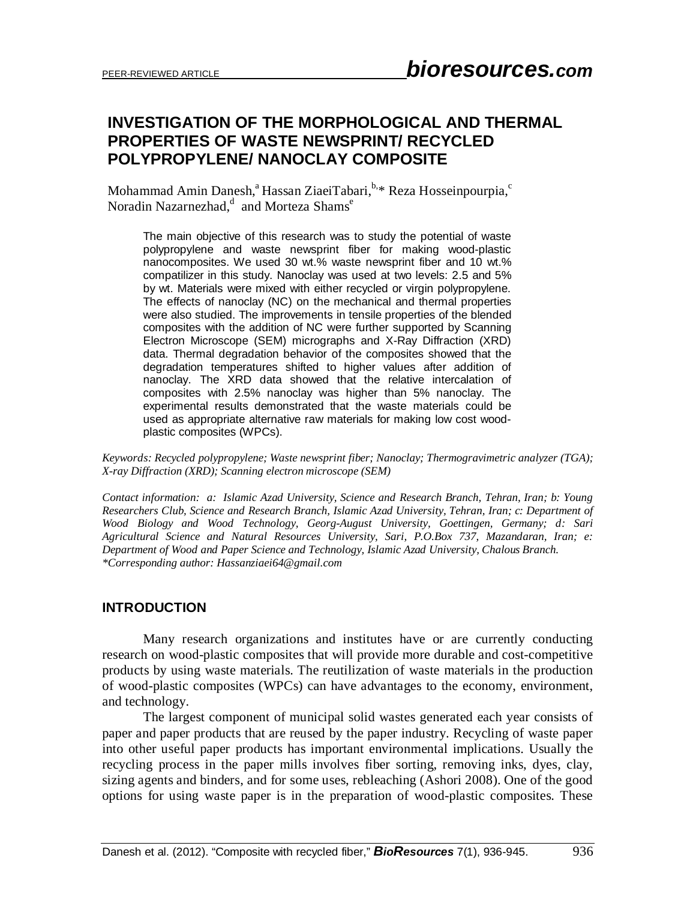PEER-REVIEWED ARTICLE

# INVESTIGATION OF THE MORPHOLOGICAL AND THERMAL PROPERTIES OF WASTE NEWSPRINT/ RECYCLED POLYPROPYLENE/ NANOCLAY COMPOSITE

Mohammad Amin Danesh,[a] Hassan ZiaeiTabari,[b,]* Reza Hosseinpourpia,[c] Noradin Nazarnezhad,[d] and Morteza Shams[e]

The main objective of this research was to study the potential of waste polypropylene and waste newsprint fiber for making wood-plastic nanocomposites. We used 30 wt.% waste newsprint fiber and 10 wt.% compatilizer in this study. Nanoclay was used at two levels: 2.5 and 5% by wt. Materials were mixed with either recycled or virgin polypropylene. The effects of nanoclay (NC) on the mechanical and thermal properties were also studied. The improvements in tensile properties of the blended composites with the addition of NC were further supported by Scanning Electron Microscope (SEM) micrographs and X-Ray Diffraction (XRD) data. Thermal degradation behavior of the composites showed that the degradation temperatures shifted to higher values after addition of nanoclay. The XRD data showed that the relative intercalation of composites with 2.5% nanoclay was higher than 5% nanoclay. The experimental results demonstrated that the waste materials could be used as appropriate alternative raw materials for making low cost wood-plastic composites (WPCs).

*Keywords: Recycled polypropylene; Waste newsprint fiber; Nanoclay; Thermogravimetric analyzer (TGA); X-ray Diffraction (XRD); Scanning electron microscope (SEM)*

*Contact information: a: Islamic Azad University, Science and Research Branch, Tehran, Iran; b: Young Researchers Club, Science and Research Branch, Islamic Azad University, Tehran, Iran; c: Department of Wood Biology and Wood Technology, Georg-August University, Goettingen, Germany; d: Sari Agricultural Science and Natural Resources University, Sari, P.O.Box 737, Mazandaran, Iran; e: Department of Wood and Paper Science and Technology, Islamic Azad University, Chalous Branch. \*Corresponding author: Hassanziaei64@gmail.com*

## INTRODUCTION

Many research organizations and institutes have or are currently conducting research on wood-plastic composites that will provide more durable and cost-competitive products by using waste materials. The reutilization of waste materials in the production of wood-plastic composites (WPCs) can have advantages to the economy, environment, and technology.

The largest component of municipal solid wastes generated each year consists of paper and paper products that are reused by the paper industry. Recycling of waste paper into other useful paper products has important environmental implications. Usually the recycling process in the paper mills involves fiber sorting, removing inks, dyes, clay, sizing agents and binders, and for some uses, rebleaching (Ashori 2008). One of the good options for using waste paper is in the preparation of wood-plastic composites. These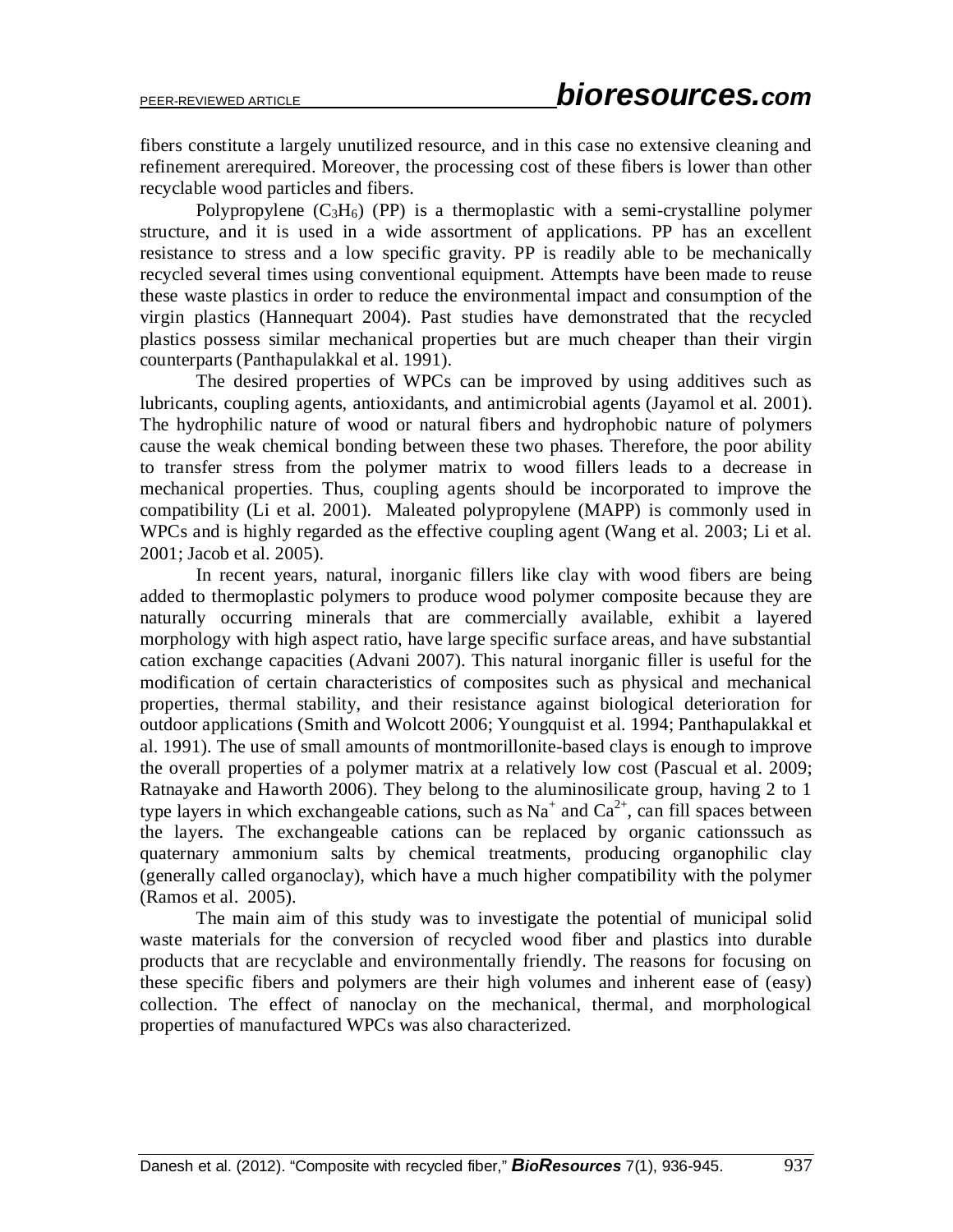fibers constitute a largely unutilized resource, and in this case no extensive cleaning and refinement arerequired. Moreover, the processing cost of these fibers is lower than other recyclable wood particles and fibers.

Polypropylene ($C_3H_6$) (PP) is a thermoplastic with a semi-crystalline polymer structure, and it is used in a wide assortment of applications. PP has an excellent resistance to stress and a low specific gravity. PP is readily able to be mechanically recycled several times using conventional equipment. Attempts have been made to reuse these waste plastics in order to reduce the environmental impact and consumption of the virgin plastics (Hannequart 2004). Past studies have demonstrated that the recycled plastics possess similar mechanical properties but are much cheaper than their virgin counterparts (Panthapulakkal et al. 1991).

The desired properties of WPCs can be improved by using additives such as lubricants, coupling agents, antioxidants, and antimicrobial agents (Jayamol et al. 2001). The hydrophilic nature of wood or natural fibers and hydrophobic nature of polymers cause the weak chemical bonding between these two phases. Therefore, the poor ability to transfer stress from the polymer matrix to wood fillers leads to a decrease in mechanical properties. Thus, coupling agents should be incorporated to improve the compatibility (Li et al. 2001). Maleated polypropylene (MAPP) is commonly used in WPCs and is highly regarded as the effective coupling agent (Wang et al. 2003; Li et al. 2001; Jacob et al. 2005).

In recent years, natural, inorganic fillers like clay with wood fibers are being added to thermoplastic polymers to produce wood polymer composite because they are naturally occurring minerals that are commercially available, exhibit a layered morphology with high aspect ratio, have large specific surface areas, and have substantial cation exchange capacities (Advani 2007). This natural inorganic filler is useful for the modification of certain characteristics of composites such as physical and mechanical properties, thermal stability, and their resistance against biological deterioration for outdoor applications (Smith and Wolcott 2006; Youngquist et al. 1994; Panthapulakkal et al. 1991). The use of small amounts of montmorillonite-based clays is enough to improve the overall properties of a polymer matrix at a relatively low cost (Pascual et al. 2009; Ratnayake and Haworth 2006). They belong to the aluminosilicate group, having 2 to 1 type layers in which exchangeable cations, such as $Na^+$ and $Ca^{2+}$, can fill spaces between the layers. The exchangeable cations can be replaced by organic cationssuch as quaternary ammonium salts by chemical treatments, producing organophilic clay (generally called organoclay), which have a much higher compatibility with the polymer (Ramos et al. 2005).

The main aim of this study was to investigate the potential of municipal solid waste materials for the conversion of recycled wood fiber and plastics into durable products that are recyclable and environmentally friendly. The reasons for focusing on these specific fibers and polymers are their high volumes and inherent ease of (easy) collection. The effect of nanoclay on the mechanical, thermal, and morphological properties of manufactured WPCs was also characterized.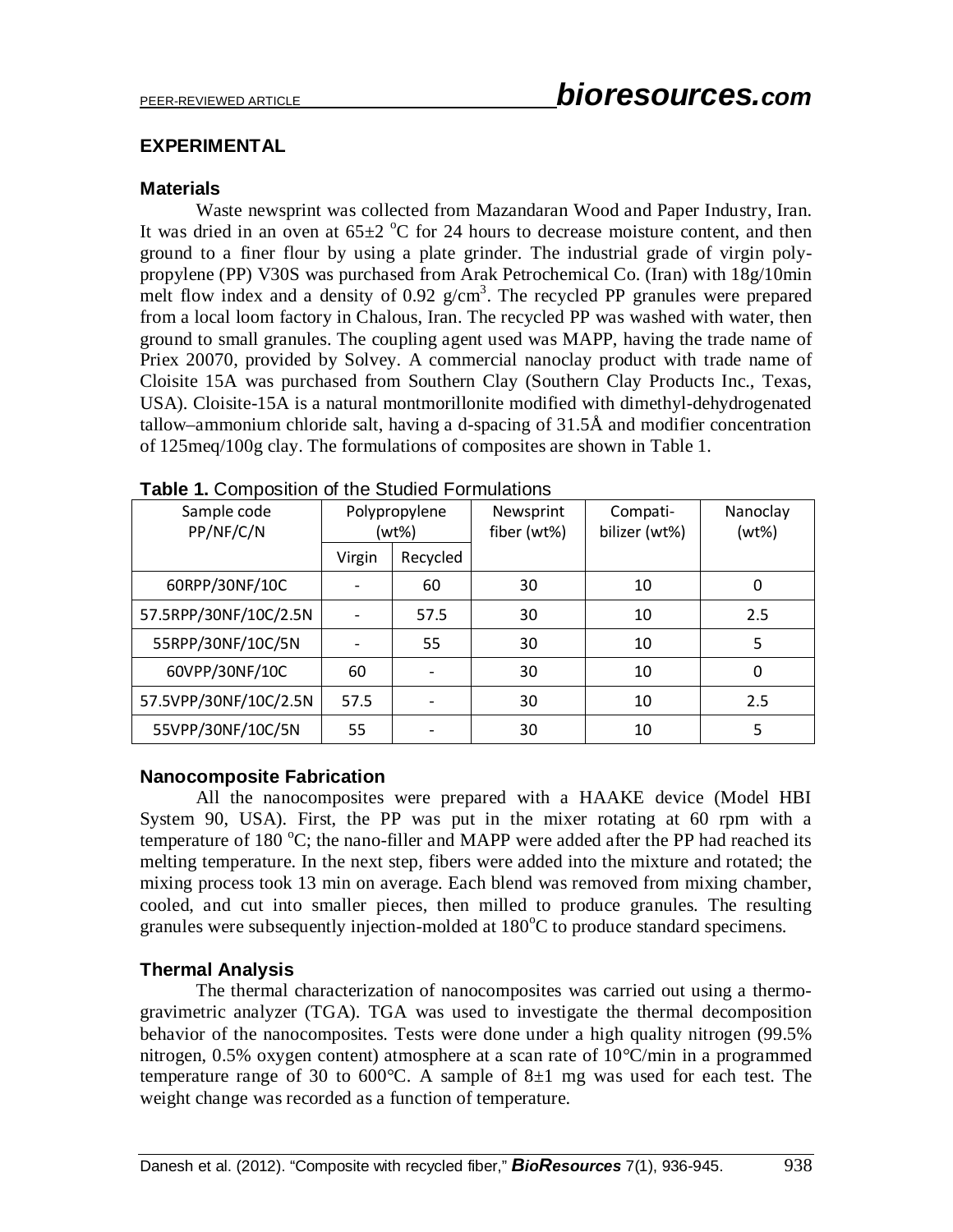## EXPERIMENTAL

### Materials

Waste newsprint was collected from Mazandaran Wood and Paper Industry, Iran. It was dried in an oven at 65±2 °C for 24 hours to decrease moisture content, and then ground to a finer flour by using a plate grinder. The industrial grade of virgin polypropylene (PP) V30S was purchased from Arak Petrochemical Co. (Iran) with 18g/10min melt flow index and a density of 0.92 g/cm$^3$. The recycled PP granules were prepared from a local loom factory in Chalous, Iran. The recycled PP was washed with water, then ground to small granules. The coupling agent used was MAPP, having the trade name of Priex 20070, provided by Solvey. A commercial nanoclay product with trade name of Cloisite 15A was purchased from Southern Clay (Southern Clay Products Inc., Texas, USA). Cloisite-15A is a natural montmorillonite modified with dimethyl-dehydrogenated tallow–ammonium chloride salt, having a d-spacing of 31.5Å and modifier concentration of 125meq/100g clay. The formulations of composites are shown in Table 1.

**Table 1.** Composition of the Studied Formulations

| Sample code PP/NF/C/N | Polypropylene (wt%) | | Newsprint fiber (wt%) | Compatibilizer (wt%) | Nanoclay (wt%) |
|---|---|---|---|---|---|
| | Virgin | Recycled | | | |
| 60RPP/30NF/10C | - | 60 | 30 | 10 | 0 |
| 57.5RPP/30NF/10C/2.5N | - | 57.5 | 30 | 10 | 2.5 |
| 55RPP/30NF/10C/5N | - | 55 | 30 | 10 | 5 |
| 60VPP/30NF/10C | 60 | - | 30 | 10 | 0 |
| 57.5VPP/30NF/10C/2.5N | 57.5 | - | 30 | 10 | 2.5 |
| 55VPP/30NF/10C/5N | 55 | - | 30 | 10 | 5 |

### Nanocomposite Fabrication

All the nanocomposites were prepared with a HAAKE device (Model HBI System 90, USA). First, the PP was put in the mixer rotating at 60 rpm with a temperature of 180 °C; the nano-filler and MAPP were added after the PP had reached its melting temperature. In the next step, fibers were added into the mixture and rotated; the mixing process took 13 min on average. Each blend was removed from mixing chamber, cooled, and cut into smaller pieces, then milled to produce granules. The resulting granules were subsequently injection-molded at 180°C to produce standard specimens.

### Thermal Analysis

The thermal characterization of nanocomposites was carried out using a thermogravimetric analyzer (TGA). TGA was used to investigate the thermal decomposition behavior of the nanocomposites. Tests were done under a high quality nitrogen (99.5% nitrogen, 0.5% oxygen content) atmosphere at a scan rate of 10°C/min in a programmed temperature range of 30 to 600°C. A sample of 8±1 mg was used for each test. The weight change was recorded as a function of temperature.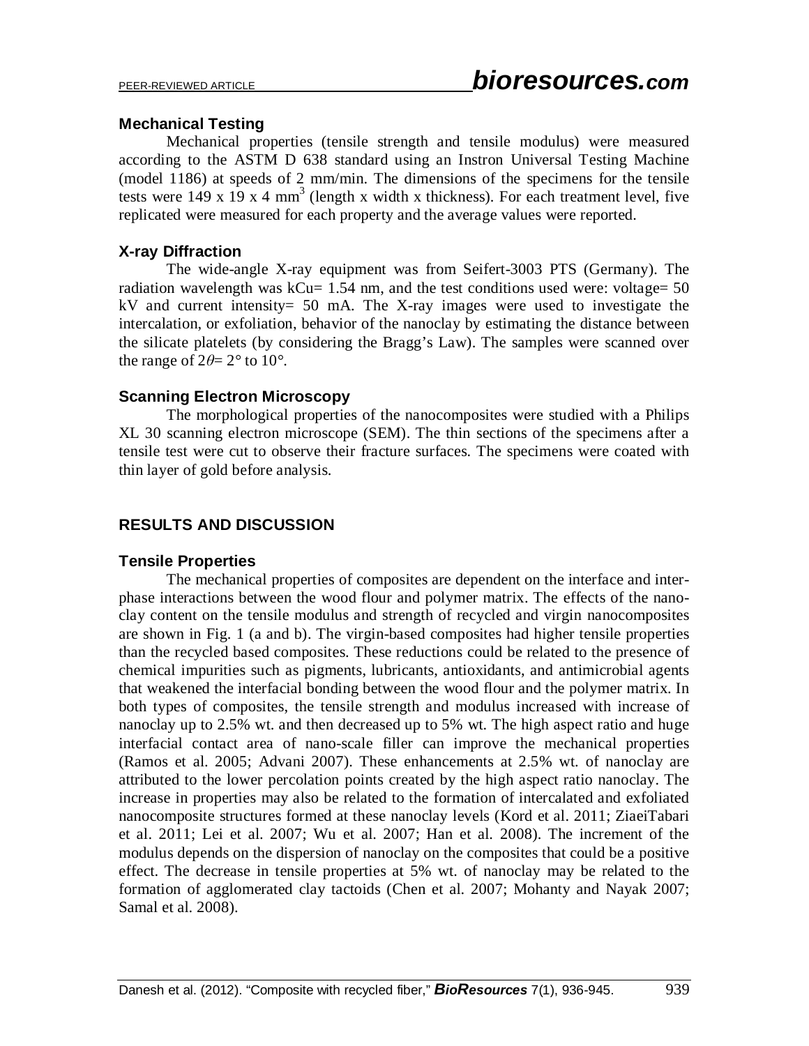### Mechanical Testing

Mechanical properties (tensile strength and tensile modulus) were measured according to the ASTM D 638 standard using an Instron Universal Testing Machine (model 1186) at speeds of 2 mm/min. The dimensions of the specimens for the tensile tests were 149 x 19 x 4 $mm^3$ (length x width x thickness). For each treatment level, five replicated were measured for each property and the average values were reported.

### X-ray Diffraction

The wide-angle X-ray equipment was from Seifert-3003 PTS (Germany). The radiation wavelength was kCu= 1.54 nm, and the test conditions used were: voltage= 50 kV and current intensity= 50 mA. The X-ray images were used to investigate the intercalation, or exfoliation, behavior of the nanoclay by estimating the distance between the silicate platelets (by considering the Bragg's Law). The samples were scanned over the range of $2\theta = 2°$ to $10°$.

### Scanning Electron Microscopy

The morphological properties of the nanocomposites were studied with a Philips XL 30 scanning electron microscope (SEM). The thin sections of the specimens after a tensile test were cut to observe their fracture surfaces. The specimens were coated with thin layer of gold before analysis.

## RESULTS AND DISCUSSION

### Tensile Properties

The mechanical properties of composites are dependent on the interface and inter-phase interactions between the wood flour and polymer matrix. The effects of the nano-clay content on the tensile modulus and strength of recycled and virgin nanocomposites are shown in Fig. 1 (a and b). The virgin-based composites had higher tensile properties than the recycled based composites. These reductions could be related to the presence of chemical impurities such as pigments, lubricants, antioxidants, and antimicrobial agents that weakened the interfacial bonding between the wood flour and the polymer matrix. In both types of composites, the tensile strength and modulus increased with increase of nanoclay up to 2.5% wt. and then decreased up to 5% wt. The high aspect ratio and huge interfacial contact area of nano-scale filler can improve the mechanical properties (Ramos et al. 2005; Advani 2007). These enhancements at 2.5% wt. of nanoclay are attributed to the lower percolation points created by the high aspect ratio nanoclay. The increase in properties may also be related to the formation of intercalated and exfoliated nanocomposite structures formed at these nanoclay levels (Kord et al. 2011; ZiaeiTabari et al. 2011; Lei et al. 2007; Wu et al. 2007; Han et al. 2008). The increment of the modulus depends on the dispersion of nanoclay on the composites that could be a positive effect. The decrease in tensile properties at 5% wt. of nanoclay may be related to the formation of agglomerated clay tactoids (Chen et al. 2007; Mohanty and Nayak 2007; Samal et al. 2008).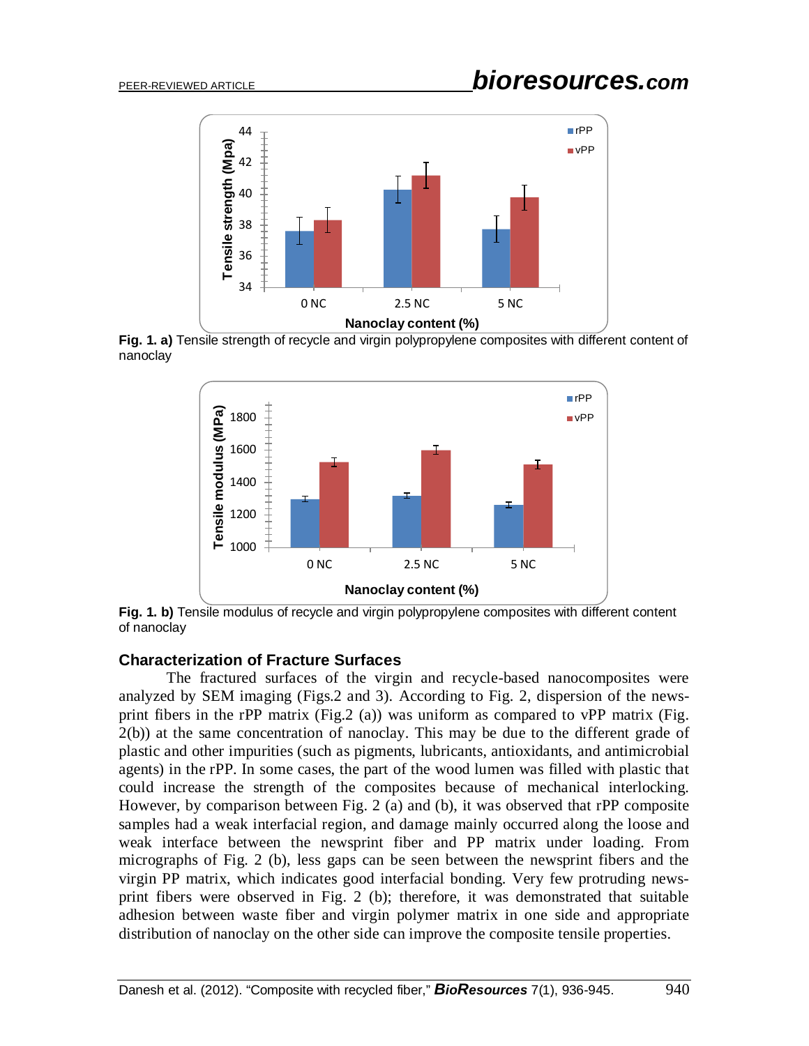44
42
40
38
36
34

Tensile strength (Mpa)

rPP
vPP

0 NC
2.5 NC
5 NC

Nanoclay content (%)

**Fig. 1. a)** Tensile strength of recycle and virgin polypropylene composites with different content of nanoclay

1800
1600
1400
1200
1000

Tensile modulus (MPa)

rPP
vPP

0 NC
2.5 NC
5 NC

Nanoclay content (%)

**Fig. 1. b)** Tensile modulus of recycle and virgin polypropylene composites with different content of nanoclay

## Characterization of Fracture Surfaces

The fractured surfaces of the virgin and recycle-based nanocomposites were analyzed by SEM imaging (Figs.2 and 3). According to Fig. 2, dispersion of the news-print fibers in the rPP matrix (Fig.2 (a)) was uniform as compared to vPP matrix (Fig. 2(b)) at the same concentration of nanoclay. This may be due to the different grade of plastic and other impurities (such as pigments, lubricants, antioxidants, and antimicrobial agents) in the rPP. In some cases, the part of the wood lumen was filled with plastic that could increase the strength of the composites because of mechanical interlocking. However, by comparison between Fig. 2 (a) and (b), it was observed that rPP composite samples had a weak interfacial region, and damage mainly occurred along the loose and weak interface between the newsprint fiber and PP matrix under loading. From micrographs of Fig. 2 (b), less gaps can be seen between the newsprint fibers and the virgin PP matrix, which indicates good interfacial bonding. Very few protruding news-print fibers were observed in Fig. 2 (b); therefore, it was demonstrated that suitable adhesion between waste fiber and virgin polymer matrix in one side and appropriate distribution of nanoclay on the other side can improve the composite tensile properties.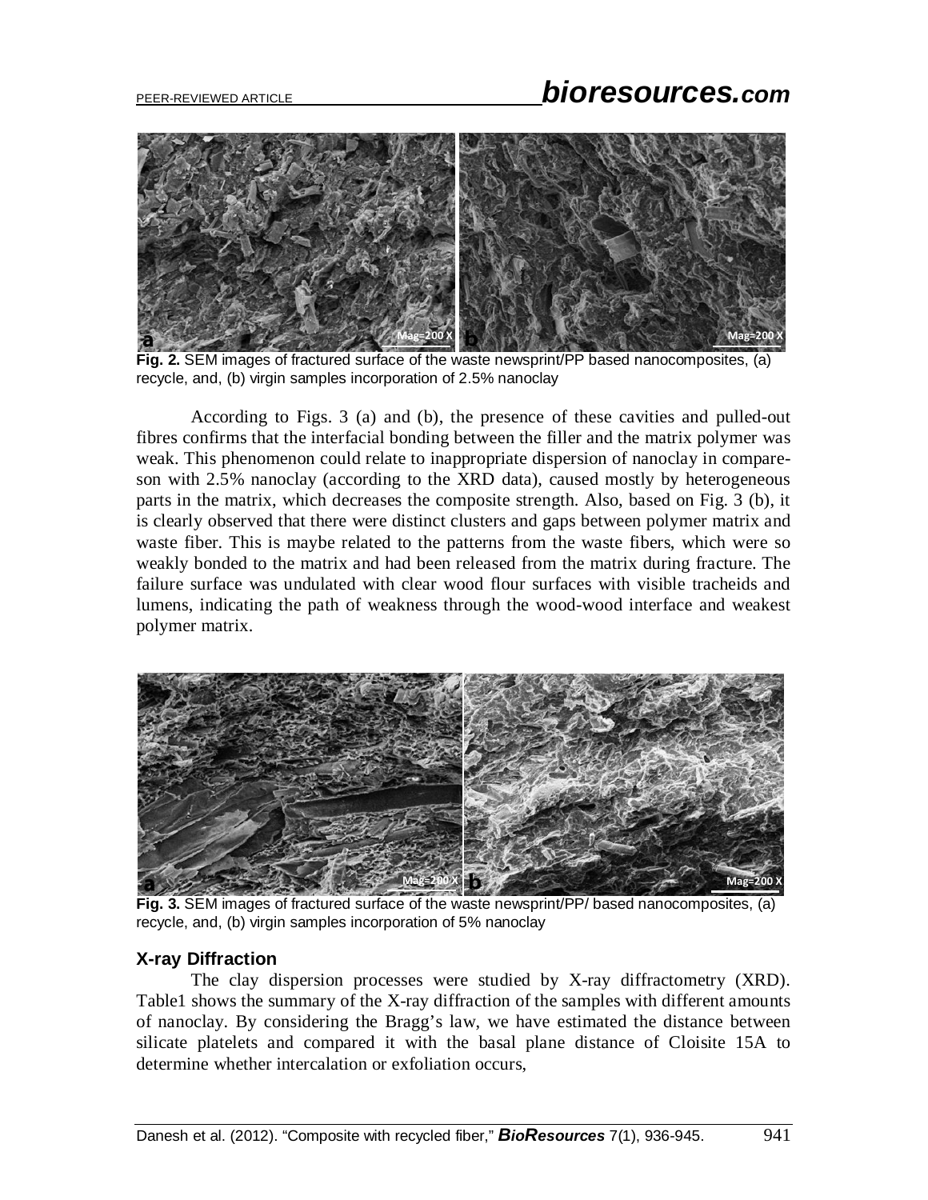Fig. 2. SEM images of fractured surface of the waste newsprint/PP based nanocomposites, (a) recycle, and, (b) virgin samples incorporation of 2.5% nanoclay

According to Figs. 3 (a) and (b), the presence of these cavities and pulled-out fibres confirms that the interfacial bonding between the filler and the matrix polymer was weak. This phenomenon could relate to inappropriate dispersion of nanoclay in compareson with 2.5% nanoclay (according to the XRD data), caused mostly by heterogeneous parts in the matrix, which decreases the composite strength. Also, based on Fig. 3 (b), it is clearly observed that there were distinct clusters and gaps between polymer matrix and waste fiber. This is maybe related to the patterns from the waste fibers, which were so weakly bonded to the matrix and had been released from the matrix during fracture. The failure surface was undulated with clear wood flour surfaces with visible tracheids and lumens, indicating the path of weakness through the wood-wood interface and weakest polymer matrix.

Fig. 3. SEM images of fractured surface of the waste newsprint/PP/ based nanocomposites, (a) recycle, and, (b) virgin samples incorporation of 5% nanoclay

### X-ray Diffraction

The clay dispersion processes were studied by X-ray diffractometry (XRD). Table1 shows the summary of the X-ray diffraction of the samples with different amounts of nanoclay. By considering the Bragg's law, we have estimated the distance between silicate platelets and compared it with the basal plane distance of Cloisite 15A to determine whether intercalation or exfoliation occurs,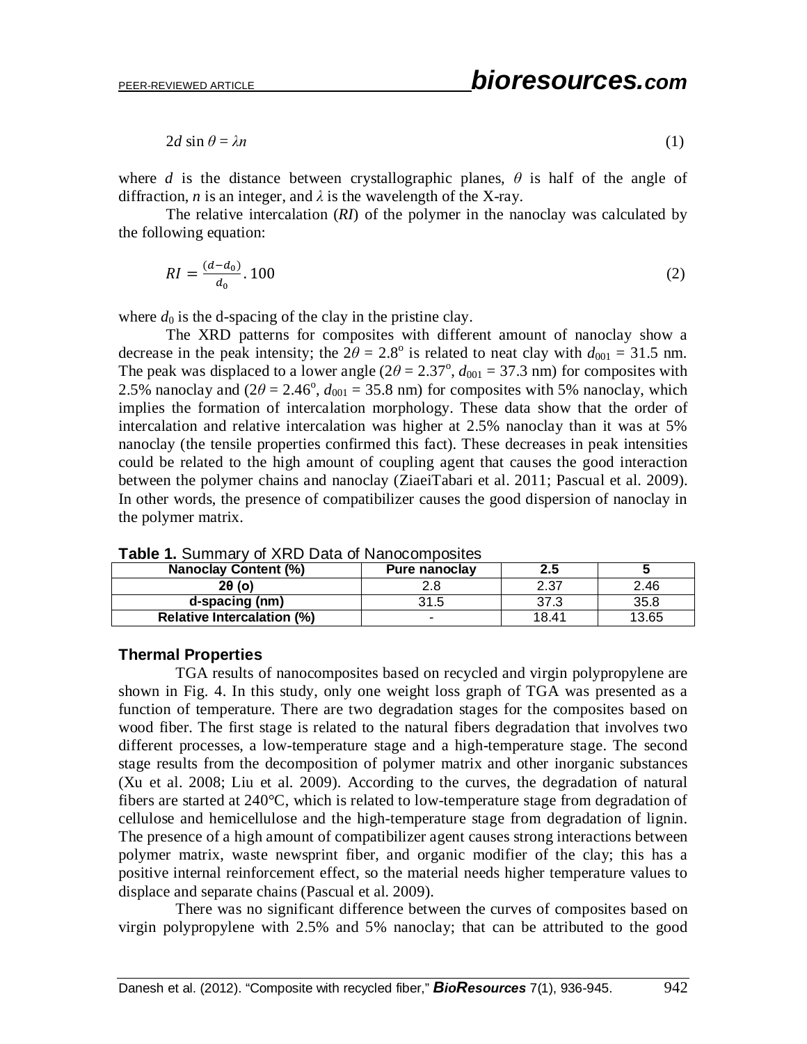$$2d \sin \theta = \lambda n \tag{1}$$

where $d$ is the distance between crystallographic planes, $\theta$ is half of the angle of diffraction, $n$ is an integer, and $\lambda$ is the wavelength of the X-ray.

The relative intercalation ($RI$) of the polymer in the nanoclay was calculated by the following equation:

$$RI = \frac{(d - d_0)}{d_0} . 100 \tag{2}$$

where $d_0$ is the d-spacing of the clay in the pristine clay.

The XRD patterns for composites with different amount of nanoclay show a decrease in the peak intensity; the $2\theta = 2.8^o$ is related to neat clay with $d_{001} = 31.5$ nm. The peak was displaced to a lower angle ($2\theta = 2.37^o$, $d_{001} = 37.3$ nm) for composites with 2.5% nanoclay and ($2\theta = 2.46^o$, $d_{001} = 35.8$ nm) for composites with 5% nanoclay, which implies the formation of intercalation morphology. These data show that the order of intercalation and relative intercalation was higher at 2.5% nanoclay than it was at 5% nanoclay (the tensile properties confirmed this fact). These decreases in peak intensities could be related to the high amount of coupling agent that causes the good interaction between the polymer chains and nanoclay (ZiaeiTabari et al. 2011; Pascual et al. 2009). In other words, the presence of compatibilizer causes the good dispersion of nanoclay in the polymer matrix.

**Table 1.** Summary of XRD Data of Nanocomposites

| Nanoclay Content (%) | Pure nanoclay | 2.5 | 5 |
|---|---|---|---|
| 2θ (o) | 2.8 | 2.37 | 2.46 |
| d-spacing (nm) | 31.5 | 37.3 | 35.8 |
| Relative Intercalation (%) | - | 18.41 | 13.65 |

### Thermal Properties

TGA results of nanocomposites based on recycled and virgin polypropylene are shown in Fig. 4. In this study, only one weight loss graph of TGA was presented as a function of temperature. There are two degradation stages for the composites based on wood fiber. The first stage is related to the natural fibers degradation that involves two different processes, a low-temperature stage and a high-temperature stage. The second stage results from the decomposition of polymer matrix and other inorganic substances (Xu et al. 2008; Liu et al. 2009). According to the curves, the degradation of natural fibers are started at 240°C, which is related to low-temperature stage from degradation of cellulose and hemicellulose and the high-temperature stage from degradation of lignin. The presence of a high amount of compatibilizer agent causes strong interactions between polymer matrix, waste newsprint fiber, and organic modifier of the clay; this has a positive internal reinforcement effect, so the material needs higher temperature values to displace and separate chains (Pascual et al. 2009).

There was no significant difference between the curves of composites based on virgin polypropylene with 2.5% and 5% nanoclay; that can be attributed to the good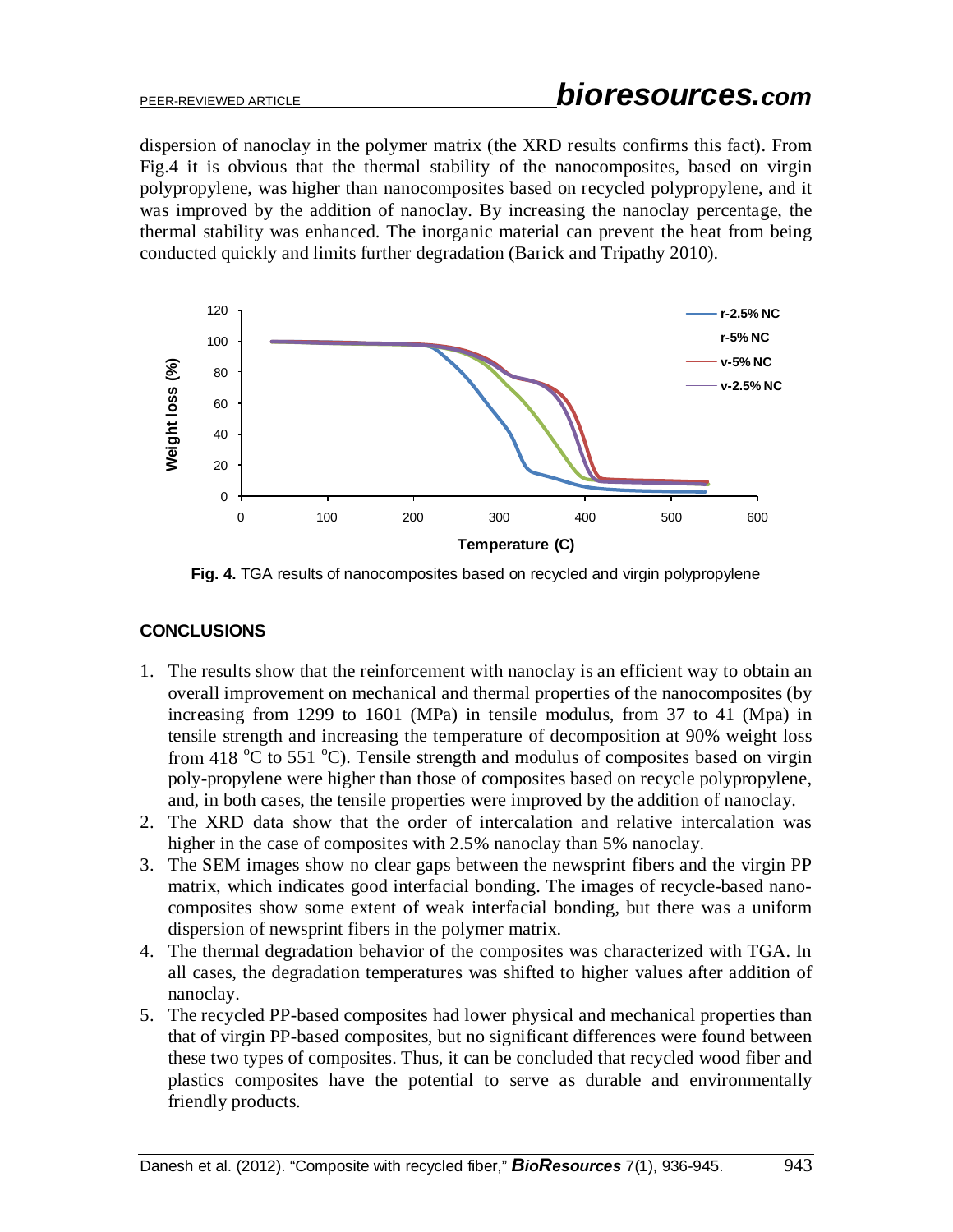dispersion of nanoclay in the polymer matrix (the XRD results confirms this fact). From Fig.4 it is obvious that the thermal stability of the nanocomposites, based on virgin polypropylene, was higher than nanocomposites based on recycled polypropylene, and it was improved by the addition of nanoclay. By increasing the nanoclay percentage, the thermal stability was enhanced. The inorganic material can prevent the heat from being conducted quickly and limits further degradation (Barick and Tripathy 2010).

Weight loss (%)

120
100
80
60
40
20
0

0 100 200 300 400 500 600

Temperature (C)

r-2.5% NC
r-5% NC
v-5% NC
v-2.5% NC

**Fig. 4.** TGA results of nanocomposites based on recycled and virgin polypropylene

## CONCLUSIONS

1. The results show that the reinforcement with nanoclay is an efficient way to obtain an overall improvement on mechanical and thermal properties of the nanocomposites (by increasing from 1299 to 1601 (MPa) in tensile modulus, from 37 to 41 (Mpa) in tensile strength and increasing the temperature of decomposition at 90% weight loss from 418 $^{o}$C to 551 $^{o}$C). Tensile strength and modulus of composites based on virgin poly-propylene were higher than those of composites based on recycle polypropylene, and, in both cases, the tensile properties were improved by the addition of nanoclay.
2. The XRD data show that the order of intercalation and relative intercalation was higher in the case of composites with 2.5% nanoclay than 5% nanoclay.
3. The SEM images show no clear gaps between the newsprint fibers and the virgin PP matrix, which indicates good interfacial bonding. The images of recycle-based nano-composites show some extent of weak interfacial bonding, but there was a uniform dispersion of newsprint fibers in the polymer matrix.
4. The thermal degradation behavior of the composites was characterized with TGA. In all cases, the degradation temperatures was shifted to higher values after addition of nanoclay.
5. The recycled PP-based composites had lower physical and mechanical properties than that of virgin PP-based composites, but no significant differences were found between these two types of composites. Thus, it can be concluded that recycled wood fiber and plastics composites have the potential to serve as durable and environmentally friendly products.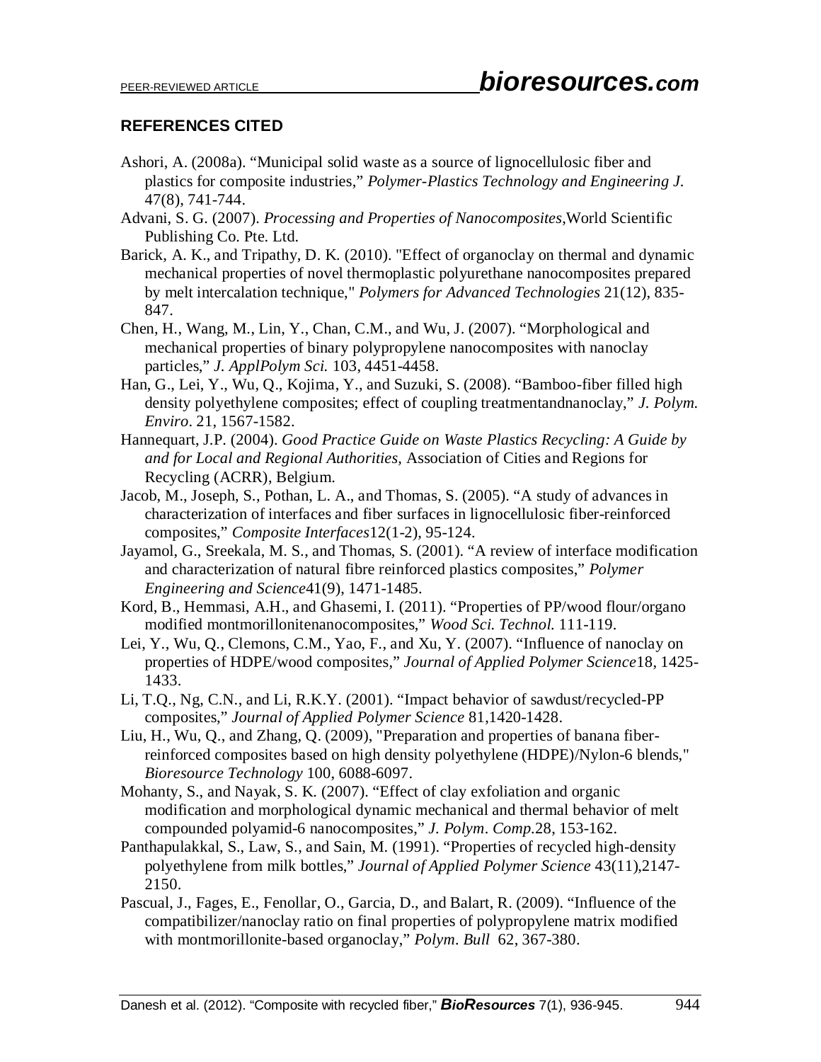## REFERENCES CITED

Ashori, A. (2008a). "Municipal solid waste as a source of lignocellulosic fiber and plastics for composite industries," *Polymer-Plastics Technology and Engineering J.* 47(8), 741-744.

Advani, S. G. (2007). *Processing and Properties of Nanocomposites*,World Scientific Publishing Co. Pte. Ltd.

Barick, A. K., and Tripathy, D. K. (2010). "Effect of organoclay on thermal and dynamic mechanical properties of novel thermoplastic polyurethane nanocomposites prepared by melt intercalation technique," *Polymers for Advanced Technologies* 21(12), 835-847.

Chen, H., Wang, M., Lin, Y., Chan, C.M., and Wu, J. (2007). "Morphological and mechanical properties of binary polypropylene nanocomposites with nanoclay particles," *J. ApplPolym Sci.* 103, 4451-4458.

Han, G., Lei, Y., Wu, Q., Kojima, Y., and Suzuki, S. (2008). "Bamboo-fiber filled high density polyethylene composites; effect of coupling treatmentandnanoclay," *J. Polym. Enviro.* 21, 1567-1582.

Hannequart, J.P. (2004). *Good Practice Guide on Waste Plastics Recycling: A Guide by and for Local and Regional Authorities,* Association of Cities and Regions for Recycling (ACRR), Belgium.

Jacob, M., Joseph, S., Pothan, L. A., and Thomas, S. (2005). "A study of advances in characterization of interfaces and fiber surfaces in lignocellulosic fiber-reinforced composites," *Composite Interfaces*12(1-2), 95-124.

Jayamol, G., Sreekala, M. S., and Thomas, S. (2001). "A review of interface modification and characterization of natural fibre reinforced plastics composites," *Polymer Engineering and Science*41(9), 1471-1485.

Kord, B., Hemmasi, A.H., and Ghasemi, I. (2011). "Properties of PP/wood flour/organo modified montmorillonitenanocomposites," *Wood Sci. Technol.* 111-119.

Lei, Y., Wu, Q., Clemons, C.M., Yao, F., and Xu, Y. (2007). "Influence of nanoclay on properties of HDPE/wood composites," *Journal of Applied Polymer Science*18, 1425-1433.

Li, T.Q., Ng, C.N., and Li, R.K.Y. (2001). "Impact behavior of sawdust/recycled-PP composites," *Journal of Applied Polymer Science* 81,1420-1428.

Liu, H., Wu, Q., and Zhang, Q. (2009), "Preparation and properties of banana fiber-reinforced composites based on high density polyethylene (HDPE)/Nylon-6 blends," *Bioresource Technology* 100, 6088-6097.

Mohanty, S., and Nayak, S. K. (2007). "Effect of clay exfoliation and organic modification and morphological dynamic mechanical and thermal behavior of melt compounded polyamid-6 nanocomposites," *J. Polym. Comp.*28, 153-162.

Panthapulakkal, S., Law, S., and Sain, M. (1991). "Properties of recycled high-density polyethylene from milk bottles," *Journal of Applied Polymer Science* 43(11),2147-2150.

Pascual, J., Fages, E., Fenollar, O., Garcia, D., and Balart, R. (2009). "Influence of the compatibilizer/nanoclay ratio on final properties of polypropylene matrix modified with montmorillonite-based organoclay," *Polym. Bull* 62, 367-380.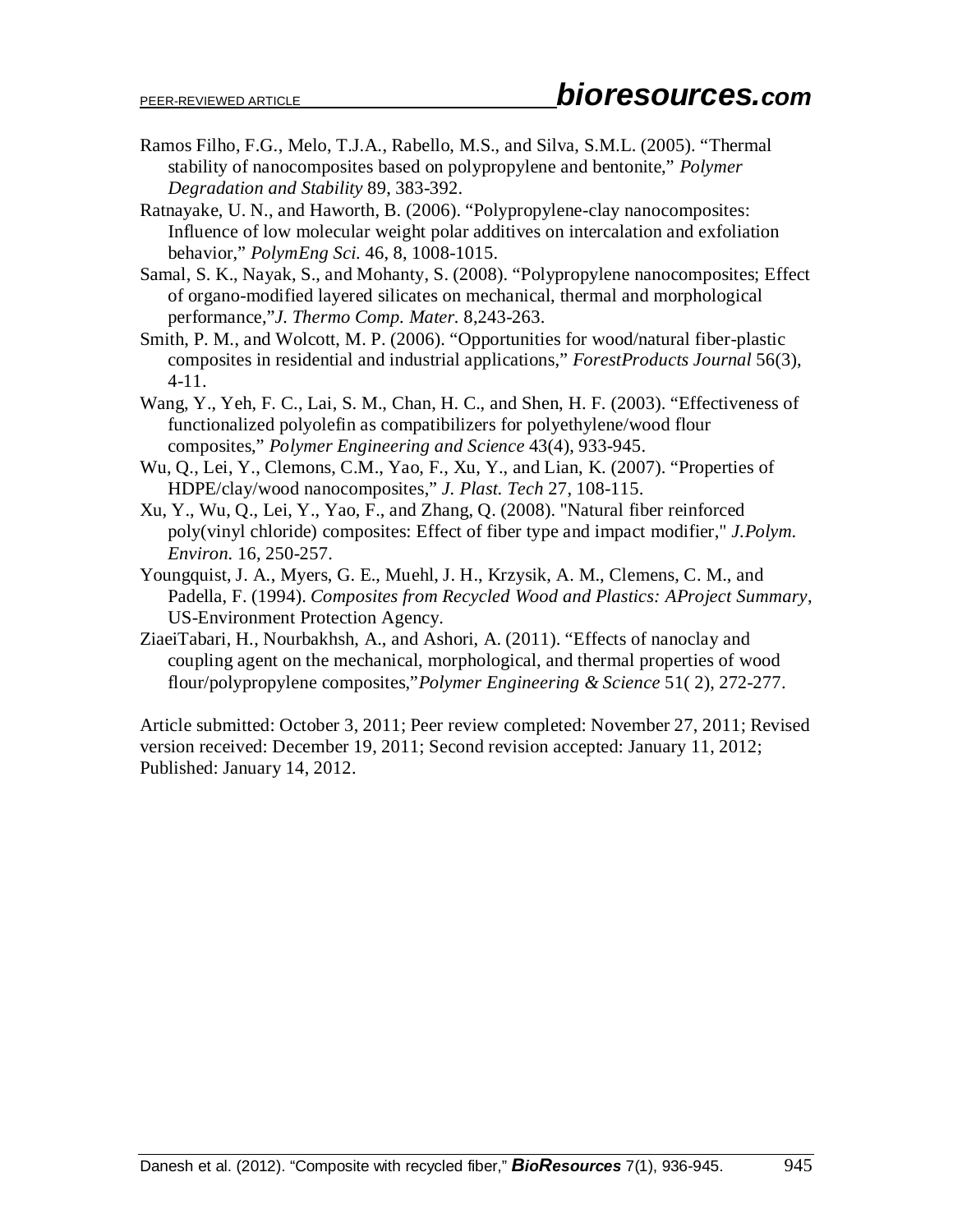Ramos Filho, F.G., Melo, T.J.A., Rabello, M.S., and Silva, S.M.L. (2005). "Thermal stability of nanocomposites based on polypropylene and bentonite," *Polymer Degradation and Stability* 89, 383-392.

Ratnayake, U. N., and Haworth, B. (2006). "Polypropylene-clay nanocomposites: Influence of low molecular weight polar additives on intercalation and exfoliation behavior," *PolymEng Sci.* 46, 8, 1008-1015.

Samal, S. K., Nayak, S., and Mohanty, S. (2008). "Polypropylene nanocomposites; Effect of organo-modified layered silicates on mechanical, thermal and morphological performance,"*J. Thermo Comp. Mater.* 8,243-263.

Smith, P. M., and Wolcott, M. P. (2006). "Opportunities for wood/natural fiber-plastic composites in residential and industrial applications," *ForestProducts Journal* 56(3), 4-11.

Wang, Y., Yeh, F. C., Lai, S. M., Chan, H. C., and Shen, H. F. (2003). "Effectiveness of functionalized polyolefin as compatibilizers for polyethylene/wood flour composites," *Polymer Engineering and Science* 43(4), 933-945.

Wu, Q., Lei, Y., Clemons, C.M., Yao, F., Xu, Y., and Lian, K. (2007). "Properties of HDPE/clay/wood nanocomposites," *J. Plast. Tech* 27, 108-115.

Xu, Y., Wu, Q., Lei, Y., Yao, F., and Zhang, Q. (2008). "Natural fiber reinforced poly(vinyl chloride) composites: Effect of fiber type and impact modifier," *J.Polym. Environ.* 16, 250-257.

Youngquist, J. A., Myers, G. E., Muehl, J. H., Krzysik, A. M., Clemens, C. M., and Padella, F. (1994). *Composites from Recycled Wood and Plastics: AProject Summary*, US-Environment Protection Agency.

ZiaeiTabari, H., Nourbakhsh, A., and Ashori, A. (2011). "Effects of nanoclay and coupling agent on the mechanical, morphological, and thermal properties of wood flour/polypropylene composites,"*Polymer Engineering & Science* 51( 2), 272-277.

Article submitted: October 3, 2011; Peer review completed: November 27, 2011; Revised version received: December 19, 2011; Second revision accepted: January 11, 2012; Published: January 14, 2012.